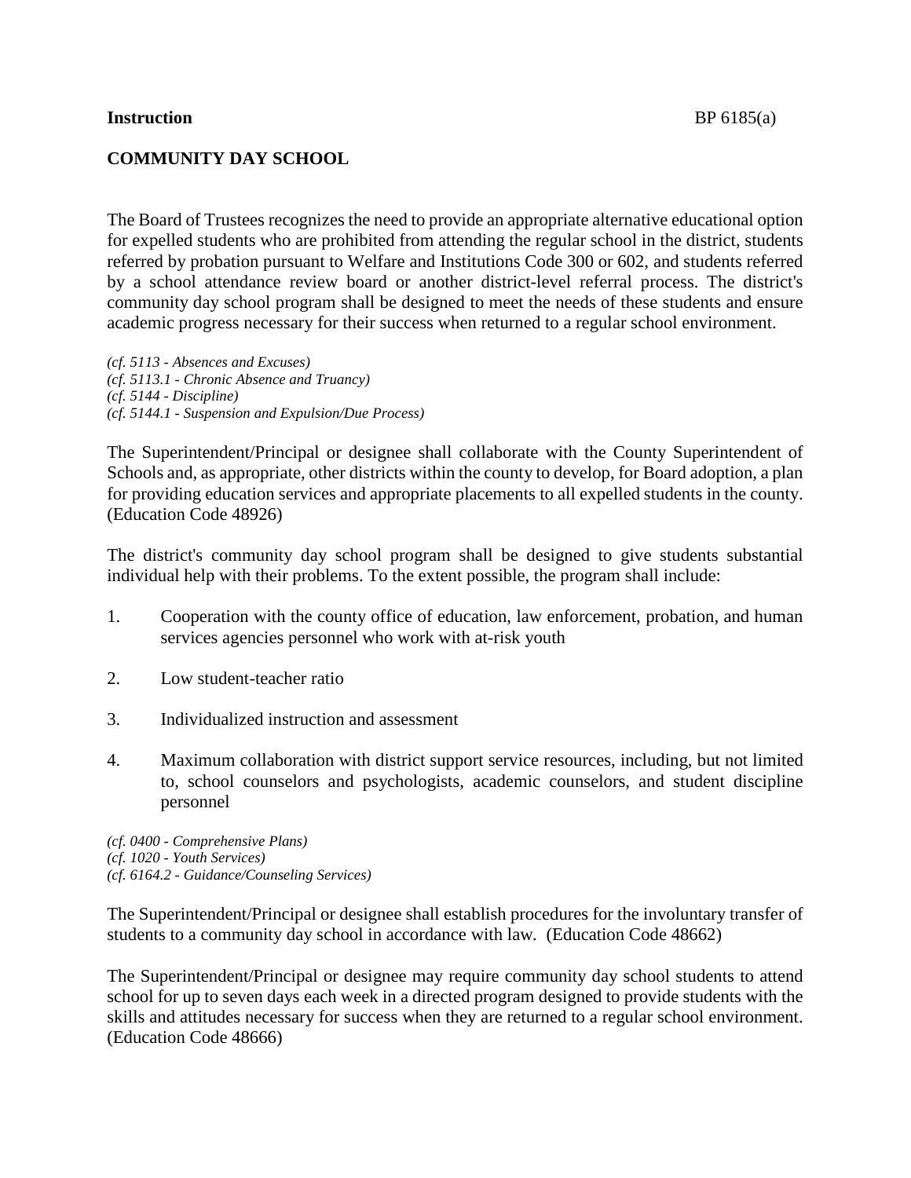**Instruction** BP 6185(a)

**COMMUNITY DAY SCHOOL**

The Board of Trustees recognizes the need to provide an appropriate alternative educational option for expelled students who are prohibited from attending the regular school in the district, students referred by probation pursuant to Welfare and Institutions Code 300 or 602, and students referred by a school attendance review board or another district-level referral process. The district's community day school program shall be designed to meet the needs of these students and ensure academic progress necessary for their success when returned to a regular school environment.

*(cf. 5113 - Absences and Excuses)*
*(cf. 5113.1 - Chronic Absence and Truancy)*
*(cf. 5144 - Discipline)*
*(cf. 5144.1 - Suspension and Expulsion/Due Process)*

The Superintendent/Principal or designee shall collaborate with the County Superintendent of Schools and, as appropriate, other districts within the county to develop, for Board adoption, a plan for providing education services and appropriate placements to all expelled students in the county. (Education Code 48926)

The district's community day school program shall be designed to give students substantial individual help with their problems. To the extent possible, the program shall include:

1. Cooperation with the county office of education, law enforcement, probation, and human services agencies personnel who work with at-risk youth

2. Low student-teacher ratio

3. Individualized instruction and assessment

4. Maximum collaboration with district support service resources, including, but not limited to, school counselors and psychologists, academic counselors, and student discipline personnel

*(cf. 0400 - Comprehensive Plans)*
*(cf. 1020 - Youth Services)*
*(cf. 6164.2 - Guidance/Counseling Services)*

The Superintendent/Principal or designee shall establish procedures for the involuntary transfer of students to a community day school in accordance with law. (Education Code 48662)

The Superintendent/Principal or designee may require community day school students to attend school for up to seven days each week in a directed program designed to provide students with the skills and attitudes necessary for success when they are returned to a regular school environment. (Education Code 48666)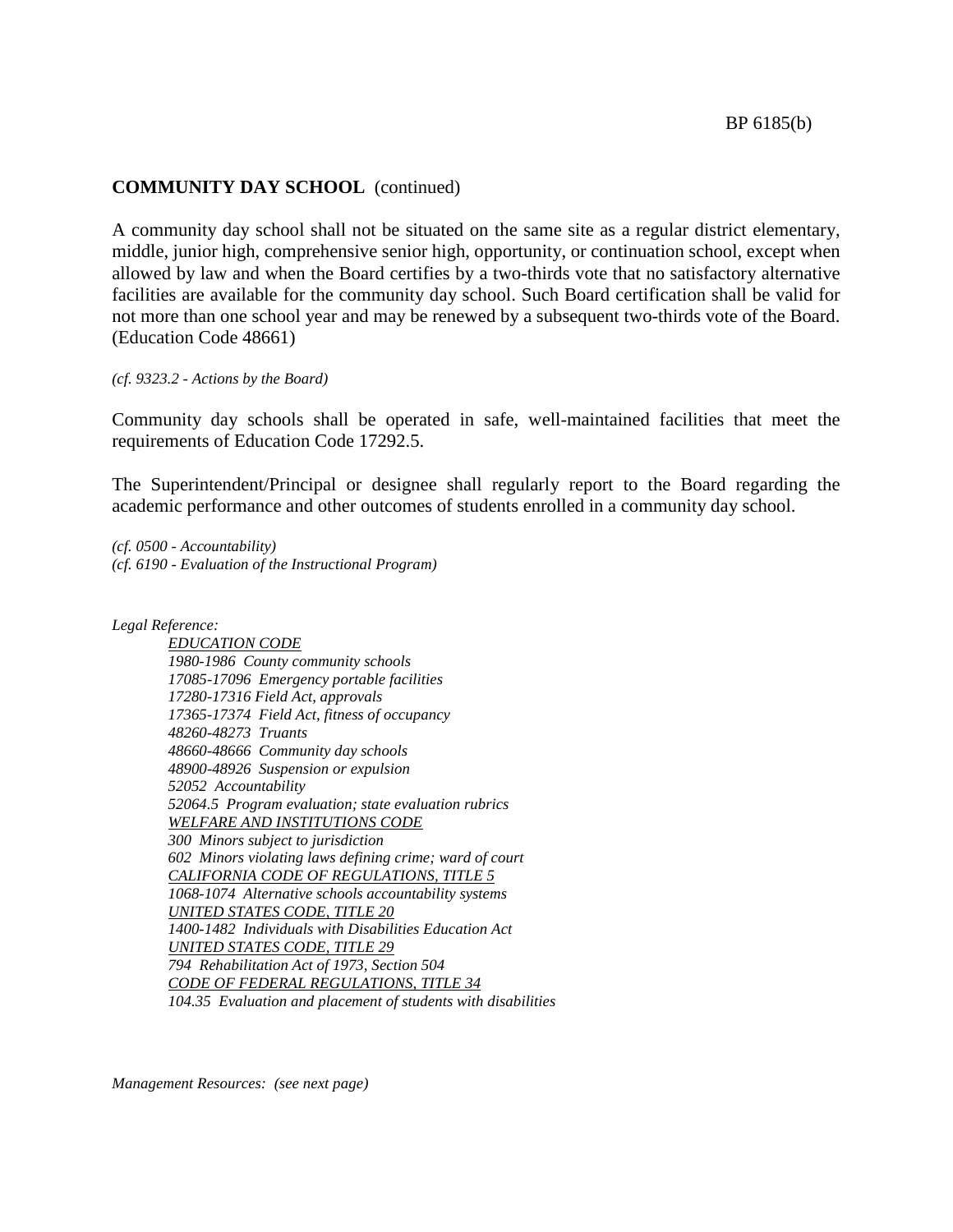**COMMUNITY DAY SCHOOL** (continued)

A community day school shall not be situated on the same site as a regular district elementary, middle, junior high, comprehensive senior high, opportunity, or continuation school, except when allowed by law and when the Board certifies by a two-thirds vote that no satisfactory alternative facilities are available for the community day school. Such Board certification shall be valid for not more than one school year and may be renewed by a subsequent two-thirds vote of the Board. (Education Code 48661)

*(cf. 9323.2 - Actions by the Board)*

Community day schools shall be operated in safe, well-maintained facilities that meet the requirements of Education Code 17292.5.

The Superintendent/Principal or designee shall regularly report to the Board regarding the academic performance and other outcomes of students enrolled in a community day school.

*(cf. 0500 - Accountability)*
*(cf. 6190 - Evaluation of the Instructional Program)*

*Legal Reference:*

*EDUCATION CODE*
*1980-1986 County community schools*
*17085-17096 Emergency portable facilities*
*17280-17316 Field Act, approvals*
*17365-17374 Field Act, fitness of occupancy*
*48260-48273 Truants*
*48660-48666 Community day schools*
*48900-48926 Suspension or expulsion*
*52052 Accountability*
*52064.5 Program evaluation; state evaluation rubrics*
*WELFARE AND INSTITUTIONS CODE*
*300 Minors subject to jurisdiction*
*602 Minors violating laws defining crime; ward of court*
*CALIFORNIA CODE OF REGULATIONS, TITLE 5*
*1068-1074 Alternative schools accountability systems*
*UNITED STATES CODE, TITLE 20*
*1400-1482 Individuals with Disabilities Education Act*
*UNITED STATES CODE, TITLE 29*
*794 Rehabilitation Act of 1973, Section 504*
*CODE OF FEDERAL REGULATIONS, TITLE 34*
*104.35 Evaluation and placement of students with disabilities*

*Management Resources: (see next page)*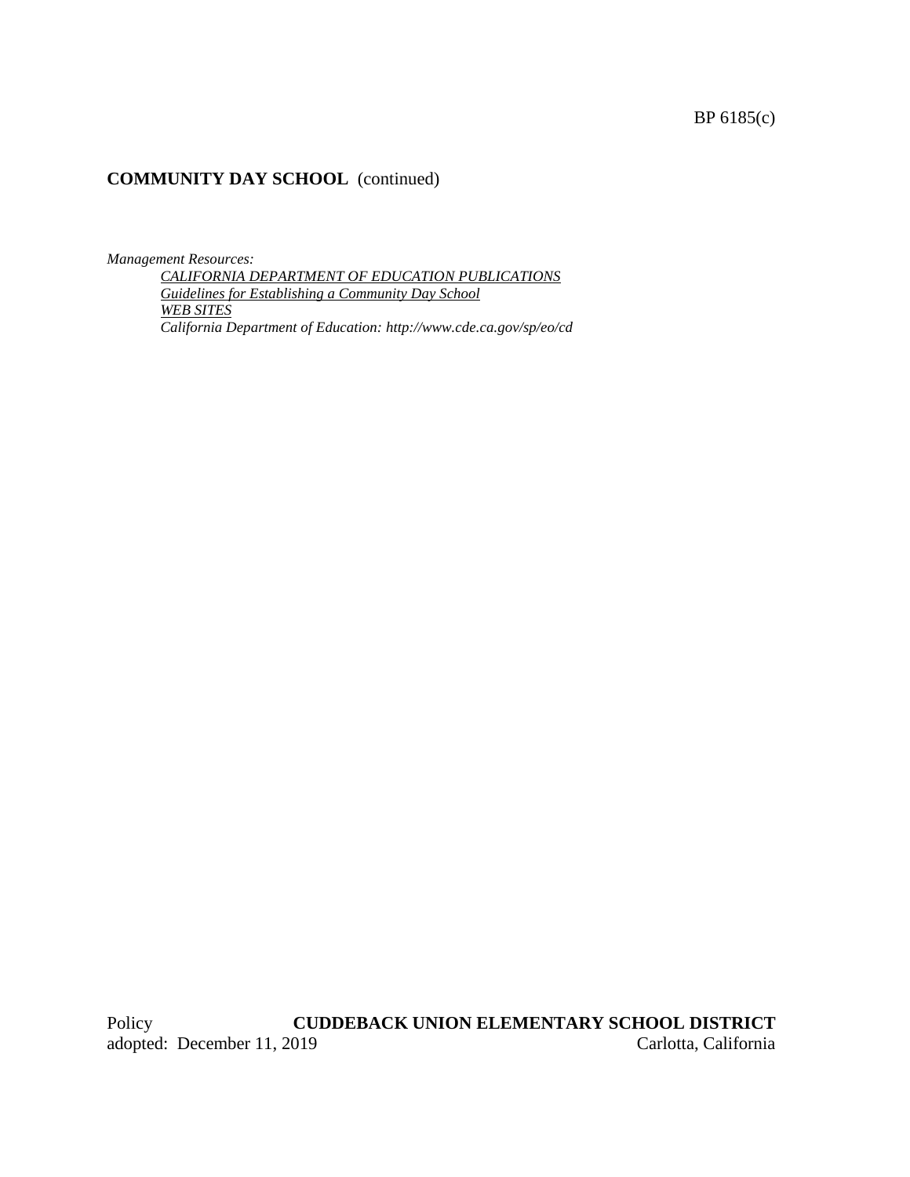*Management Resources:*

*CALIFORNIA DEPARTMENT OF EDUCATION PUBLICATIONS*

*Guidelines for Establishing a Community Day School*

*WEB SITES*

*California Department of Education: http://www.cde.ca.gov/sp/eo/cd*

Policy **CUDDEBACK UNION ELEMENTARY SCHOOL DISTRICT**
adopted: December 11, 2019 Carlotta, California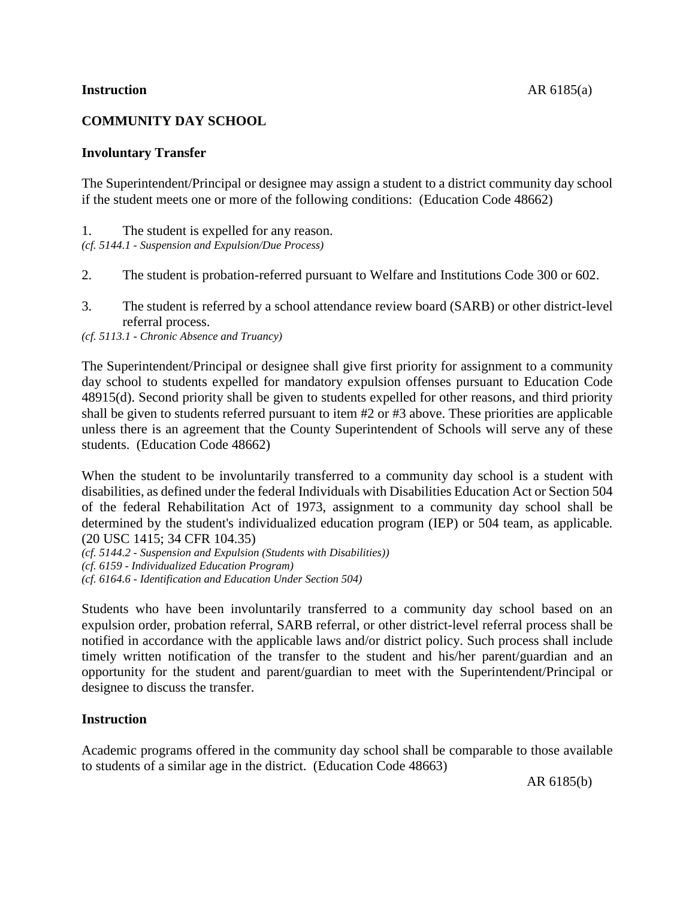**Instruction**

## COMMUNITY DAY SCHOOL

### Involuntary Transfer

The Superintendent/Principal or designee may assign a student to a district community day school if the student meets one or more of the following conditions: (Education Code 48662)

1. The student is expelled for any reason.

*(cf. 5144.1 - Suspension and Expulsion/Due Process)*

2. The student is probation-referred pursuant to Welfare and Institutions Code 300 or 602.

3. The student is referred by a school attendance review board (SARB) or other district-level referral process.

*(cf. 5113.1 - Chronic Absence and Truancy)*

The Superintendent/Principal or designee shall give first priority for assignment to a community day school to students expelled for mandatory expulsion offenses pursuant to Education Code 48915(d). Second priority shall be given to students expelled for other reasons, and third priority shall be given to students referred pursuant to item #2 or #3 above. These priorities are applicable unless there is an agreement that the County Superintendent of Schools will serve any of these students. (Education Code 48662)

When the student to be involuntarily transferred to a community day school is a student with disabilities, as defined under the federal Individuals with Disabilities Education Act or Section 504 of the federal Rehabilitation Act of 1973, assignment to a community day school shall be determined by the student's individualized education program (IEP) or 504 team, as applicable. (20 USC 1415; 34 CFR 104.35)

*(cf. 5144.2 - Suspension and Expulsion (Students with Disabilities))*
*(cf. 6159 - Individualized Education Program)*
*(cf. 6164.6 - Identification and Education Under Section 504)*

Students who have been involuntarily transferred to a community day school based on an expulsion order, probation referral, SARB referral, or other district-level referral process shall be notified in accordance with the applicable laws and/or district policy. Such process shall include timely written notification of the transfer to the student and his/her parent/guardian and an opportunity for the student and parent/guardian to meet with the Superintendent/Principal or designee to discuss the transfer.

### Instruction

Academic programs offered in the community day school shall be comparable to those available to students of a similar age in the district. (Education Code 48663)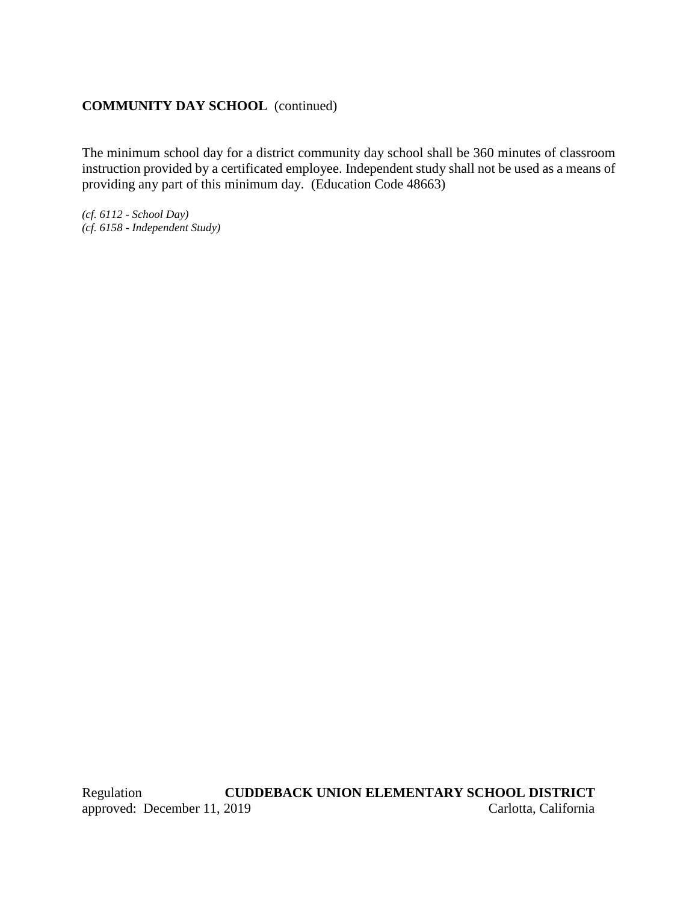**COMMUNITY DAY SCHOOL** (continued)

The minimum school day for a district community day school shall be 360 minutes of classroom instruction provided by a certificated employee. Independent study shall not be used as a means of providing any part of this minimum day. (Education Code 48663)

*(cf. 6112 - School Day)*
*(cf. 6158 - Independent Study)*

Regulation **CUDDEBACK UNION ELEMENTARY SCHOOL DISTRICT**
approved: December 11, 2019 Carlotta, California